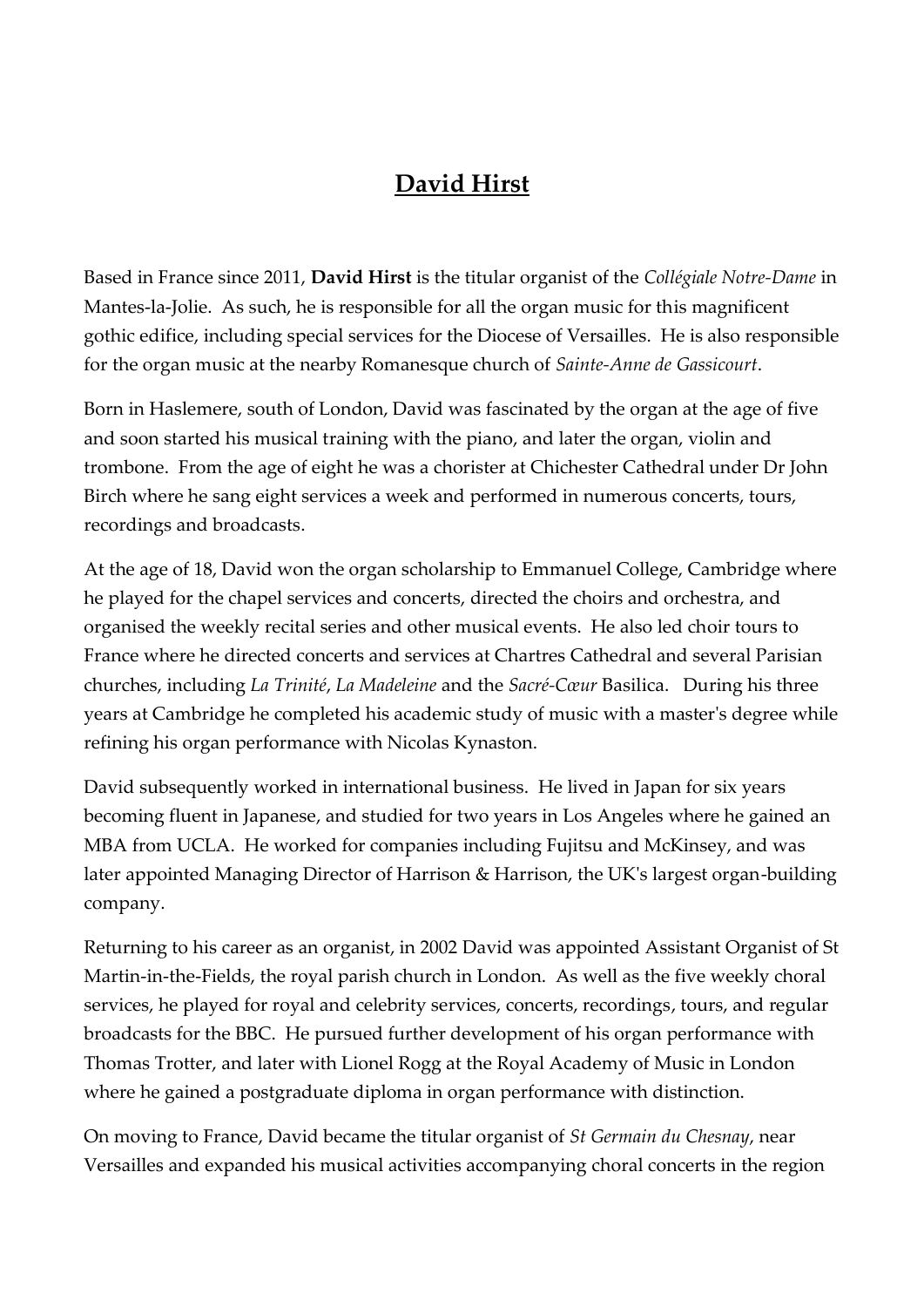# **David Hirst**

Based in France since 2011, **David Hirst** is the titular organist of the *Collégiale Notre-Dame* in Mantes-la-Jolie. As such, he is responsible for all the organ music for this magnificent gothic edifice, including special services for the Diocese of Versailles. He is also responsible for the organ music at the nearby Romanesque church of *Sainte-Anne de Gassicourt*.

Born in Haslemere, south of London, David was fascinated by the organ at the age of five and soon started his musical training with the piano, and later the organ, violin and trombone. From the age of eight he was a chorister at Chichester Cathedral under Dr John Birch where he sang eight services a week and performed in numerous concerts, tours, recordings and broadcasts.

At the age of 18, David won the organ scholarship to Emmanuel College, Cambridge where he played for the chapel services and concerts, directed the choirs and orchestra, and organised the weekly recital series and other musical events. He also led choir tours to France where he directed concerts and services at Chartres Cathedral and several Parisian churches, including *La Trinité*, *La Madeleine* and the *Sacré-Cœur* Basilica. During his three years at Cambridge he completed his academic study of music with a master's degree while refining his organ performance with Nicolas Kynaston.

David subsequently worked in international business. He lived in Japan for six years becoming fluent in Japanese, and studied for two years in Los Angeles where he gained an MBA from UCLA. He worked for companies including Fujitsu and McKinsey, and was later appointed Managing Director of Harrison & Harrison, the UK's largest organ-building company.

Returning to his career as an organist, in 2002 David was appointed Assistant Organist of St Martin-in-the-Fields, the royal parish church in London. As well as the five weekly choral services, he played for royal and celebrity services, concerts, recordings, tours, and regular broadcasts for the BBC. He pursued further development of his organ performance with Thomas Trotter, and later with Lionel Rogg at the Royal Academy of Music in London where he gained a postgraduate diploma in organ performance with distinction.

On moving to France, David became the titular organist of *St Germain du Chesnay*, near Versailles and expanded his musical activities accompanying choral concerts in the region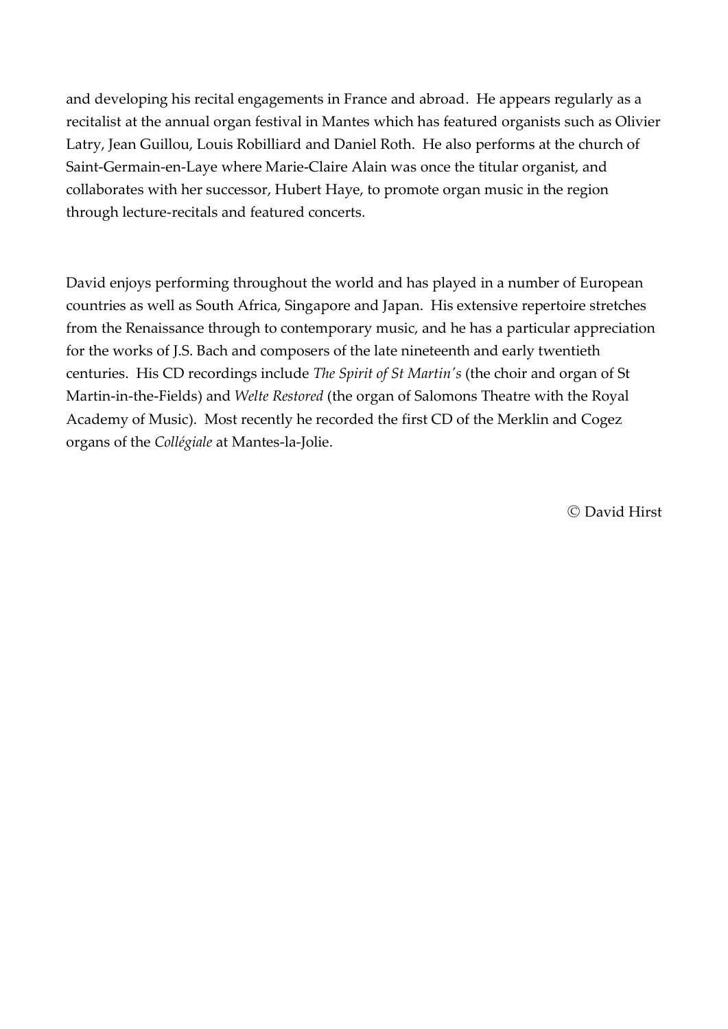and developing his recital engagements in France and abroad. He appears regularly as a recitalist at the annual organ festival in Mantes which has featured organists such as Olivier Latry, Jean Guillou, Louis Robilliard and Daniel Roth. He also performs at the church of Saint-Germain-en-Laye where Marie-Claire Alain was once the titular organist, and collaborates with her successor, Hubert Haye, to promote organ music in the region through lecture-recitals and featured concerts.

David enjoys performing throughout the world and has played in a number of European countries as well as South Africa, Singapore and Japan. His extensive repertoire stretches from the Renaissance through to contemporary music, and he has a particular appreciation for the works of J.S. Bach and composers of the late nineteenth and early twentieth centuries. His CD recordings include *The Spirit of St Martin's* (the choir and organ of St Martin-in-the-Fields) and *Welte Restored* (the organ of Salomons Theatre with the Royal Academy of Music). Most recently he recorded the first CD of the Merklin and Cogez organs of the *Collégiale* at Mantes-la-Jolie.

© David Hirst